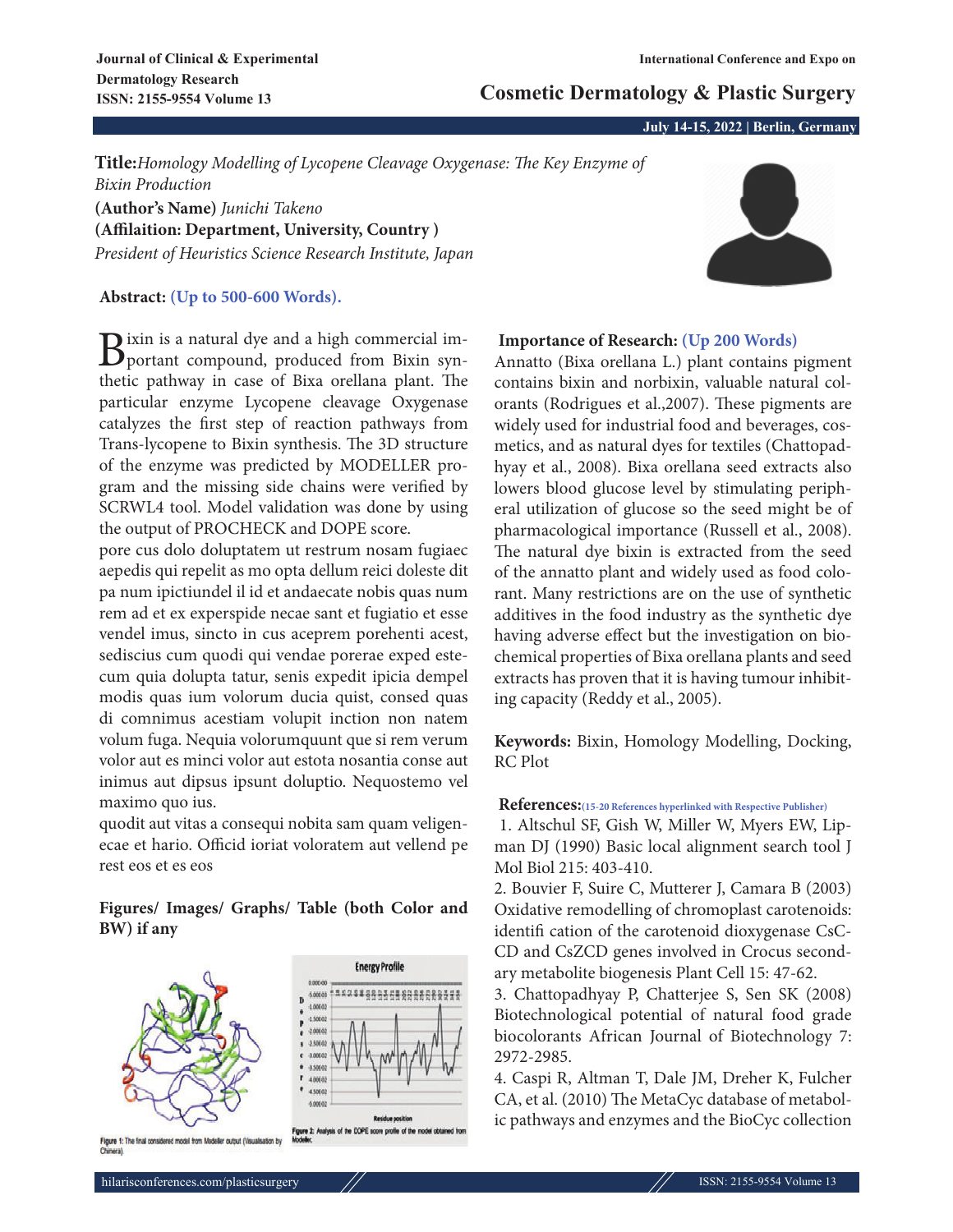**Title:** *Homology Modelling of Lycopene Cleavage Oxygenase: The Key Enzyme of Bixin Production*

**(Author's Name)** *Junichi Takeno*

**(Affilaition: Department, University, Country )**

*President of Heuristics Science Research Institute, Japan*

**Abstract: (Up to 500-600 Words).**

Bixin is a natural dye and a high commercial important compound, produced from Bixin synthetic pathway in case of Bixa orellana plant. The particular enzyme Lycopene cleavage Oxygenase catalyzes the first step of reaction pathways from Trans-lycopene to Bixin synthesis. The 3D structure of the enzyme was predicted by MODELLER program and the missing side chains were verified by SCRWL4 tool. Model validation was done by using the output of PROCHECK and DOPE score.

pore cus dolo doluptatem ut restrum nosam fugiaec aepedis qui repelit as mo opta dellum reici doleste dit pa num ipictiundel il id et andaecate nobis quas num rem ad et ex experspide necae sant et fugiatio et esse vendel imus, sincto in cus aceprem porehenti acest, sediscius cum quodi qui vendae porerae exped estecum quia dolupta tatur, senis expedit ipicia dempel modis quas ium volorum ducia quist, consed quas di comnimus acestiam volupit inction non natem volum fuga. Nequia volorumquunt que si rem verum volor aut es minci volor aut estota nosantia conse aut inimus aut dipsus ipsunt doluptio. Nequostemo vel maximo quo ius.

quodit aut vitas a consequi nobita sam quam veligenecae et hario. Officid ioriat voloratem aut vellend pe rest eos et es eos

**Figures/ Images/ Graphs/ Table (both Color and BW) if any**

Figure 1: The final considered model from Modeller output (Visualisation by Chimera).

Figure 2: Analysis of the DOPE score profile of the model obtained from Modeller.

**Importance of Research: (Up 200 Words)**

Annatto (Bixa orellana L.) plant contains pigment contains bixin and norbixin, valuable natural colorants (Rodrigues et al.,2007). These pigments are widely used for industrial food and beverages, cosmetics, and as natural dyes for textiles (Chattopadhyay et al., 2008). Bixa orellana seed extracts also lowers blood glucose level by stimulating peripheral utilization of glucose so the seed might be of pharmacological importance (Russell et al., 2008). The natural dye bixin is extracted from the seed of the annatto plant and widely used as food colorant. Many restrictions are on the use of synthetic additives in the food industry as the synthetic dye having adverse effect but the investigation on biochemical properties of Bixa orellana plants and seed extracts has proven that it is having tumour inhibiting capacity (Reddy et al., 2005).

**Keywords:** Bixin, Homology Modelling, Docking, RC Plot

**References:** (15-20 References hyperlinked with Respective Publisher)

1. Altschul SF, Gish W, Miller W, Myers EW, Lipman DJ (1990) Basic local alignment search tool J Mol Biol 215: 403-410.
2. Bouvier F, Suire C, Mutterer J, Camara B (2003) Oxidative remodelling of chromoplast carotenoids: identifi cation of the carotenoid dioxygenase CsCCD and CsZCD genes involved in Crocus secondary metabolite biogenesis Plant Cell 15: 47-62.
3. Chattopadhyay P, Chatterjee S, Sen SK (2008) Biotechnological potential of natural food grade biocolorants African Journal of Biotechnology 7: 2972-2985.
4. Caspi R, Altman T, Dale JM, Dreher K, Fulcher CA, et al. (2010) The MetaCyc database of metabolic pathways and enzymes and the BioCyc collection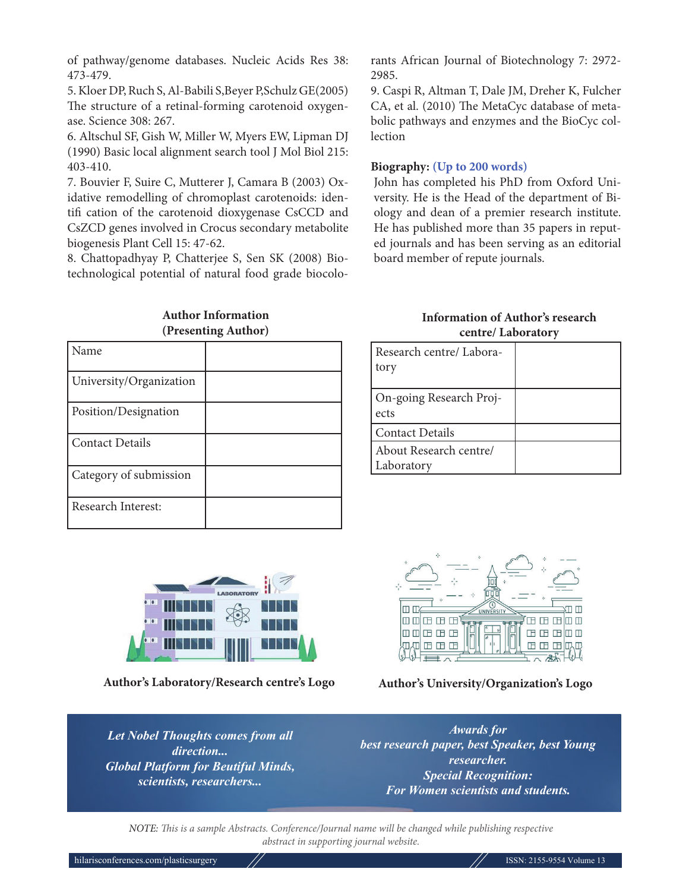of pathway/genome databases. Nucleic Acids Res 38: 473-479.

5. Kloer DP, Ruch S, Al-Babili S, Beyer P, Schulz GE(2005) The structure of a retinal-forming carotenoid oxygenase. Science 308: 267.

6. Altschul SF, Gish W, Miller W, Myers EW, Lipman DJ (1990) Basic local alignment search tool J Mol Biol 215: 403-410.

7. Bouvier F, Suire C, Mutterer J, Camara B (2003) Oxidative remodelling of chromoplast carotenoids: identifi cation of the carotenoid dioxygenase CsCCD and CsZCD genes involved in Crocus secondary metabolite biogenesis Plant Cell 15: 47-62.

8. Chattopadhyay P, Chatterjee S, Sen SK (2008) Biotechnological potential of natural food grade biocolorants African Journal of Biotechnology 7: 2972-2985.

9. Caspi R, Altman T, Dale JM, Dreher K, Fulcher CA, et al. (2010) The MetaCyc database of metabolic pathways and enzymes and the BioCyc collection

**Biography: (Up to 200 words)**

John has completed his PhD from Oxford University. He is the Head of the department of Biology and dean of a premier research institute. He has published more than 35 papers in reputed journals and has been serving as an editorial board member of repute journals.

**Author Information (Presenting Author)**

| | |
|---|---|
| Name | |
| University/Organization | |
| Position/Designation | |
| Contact Details | |
| Category of submission | |
| Research Interest: | |

**Information of Author's research centre/ Laboratory**

| | |
|---|---|
| Research centre/ Laboratory | |
| On-going Research Projects | |
| Contact Details | |
| About Research centre/ Laboratory | |

**Author's Laboratory/Research centre's Logo**

**Author's University/Organization's Logo**

*Let Nobel Thoughts comes from all direction...*
*Global Platform for Beutiful Minds, scientists, researchers...*

*Awards for*
*best research paper, best Speaker, best Young researcher.*
*Special Recognition:*
*For Women scientists and students.*

*NOTE: This is a sample Abstracts. Conference/Journal name will be changed while publishing respective abstract in supporting journal website.*